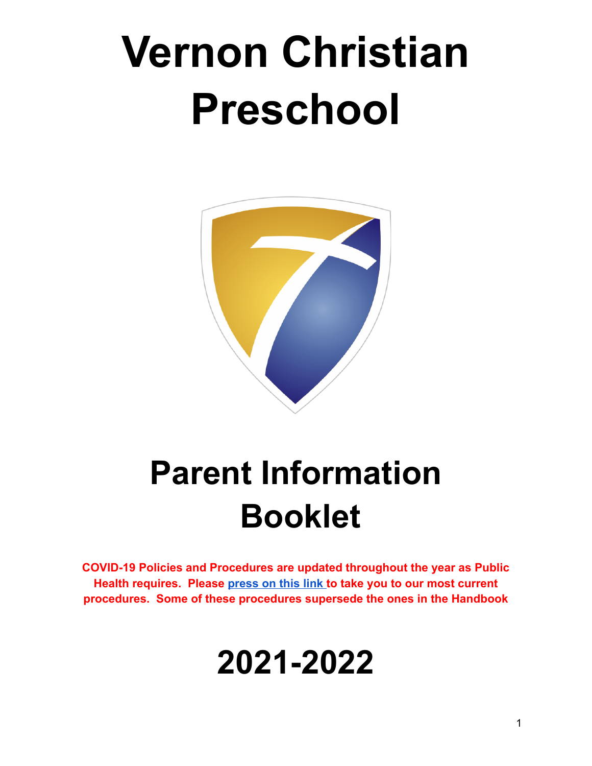# Vernon Christian Preschool

# Parent Information Booklet

**COVID-19 Policies and Procedures are updated throughout the year as Public Health requires. Please [press on this link](#) to take you to our most current procedures. Some of these procedures supersede the ones in the Handbook**

# 2021-2022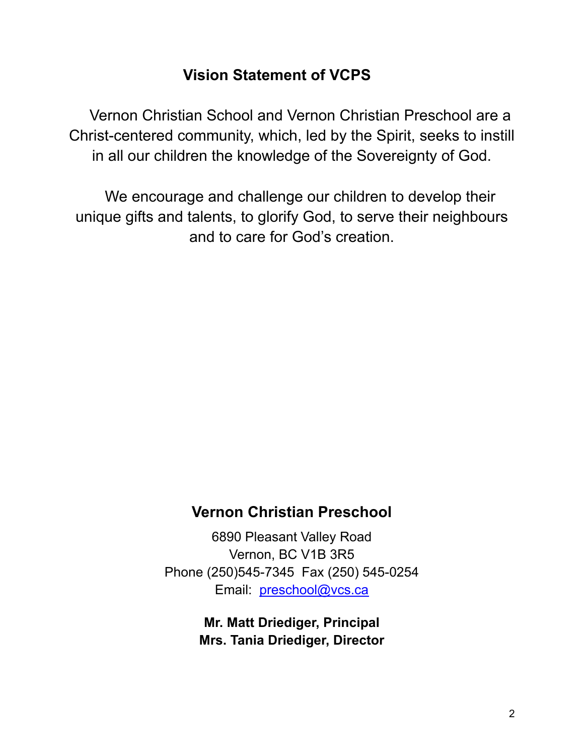## Vision Statement of VCPS

Vernon Christian School and Vernon Christian Preschool are a Christ-centered community, which, led by the Spirit, seeks to instill in all our children the knowledge of the Sovereignty of God.

We encourage and challenge our children to develop their unique gifts and talents, to glorify God, to serve their neighbours and to care for God's creation.

## Vernon Christian Preschool

6890 Pleasant Valley Road
Vernon, BC V1B 3R5
Phone (250)545-7345 Fax (250) 545-0254
Email: preschool@vcs.ca

**Mr. Matt Driediger, Principal**
**Mrs. Tania Driediger, Director**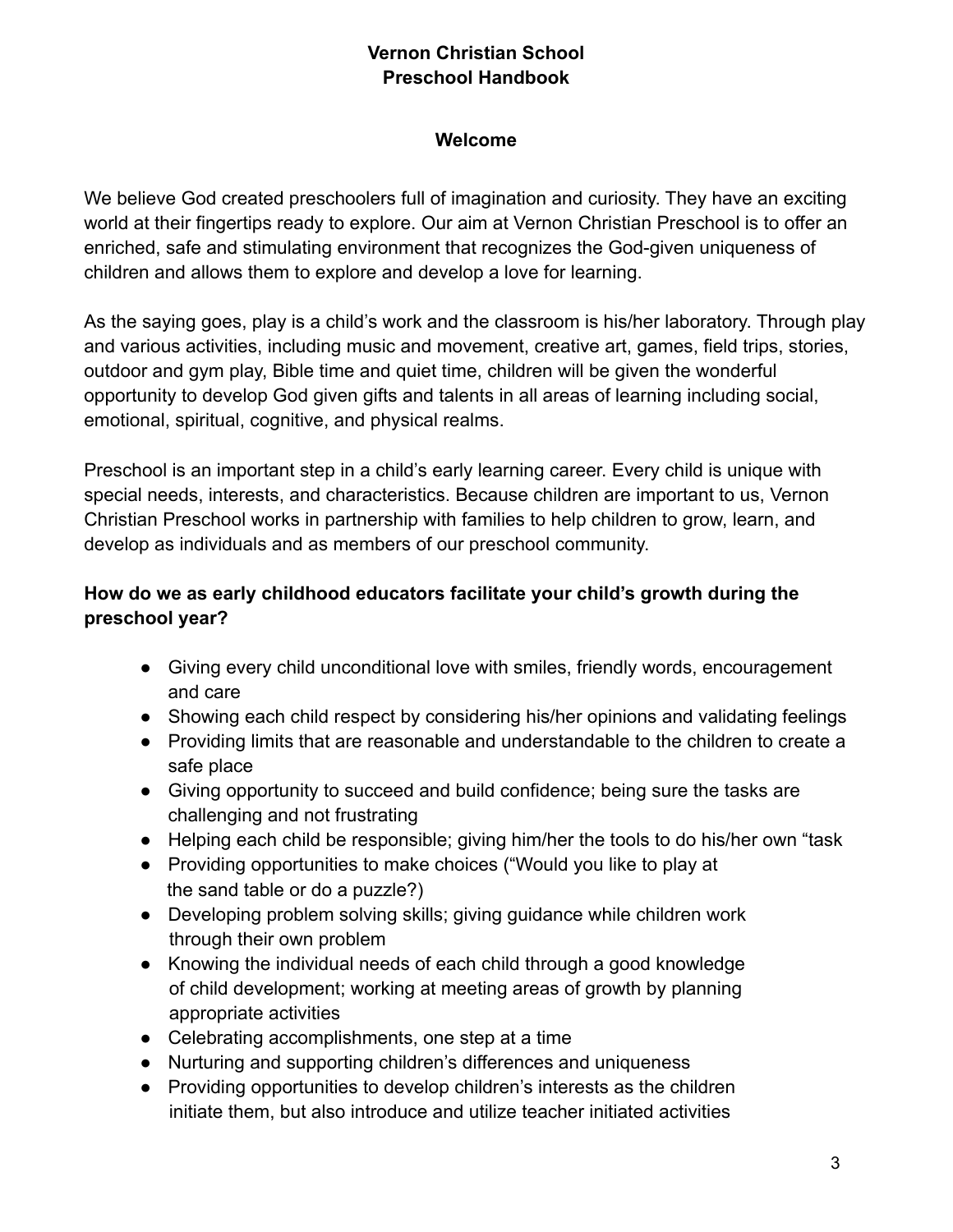**Vernon Christian School**
**Preschool Handbook**

## Welcome

We believe God created preschoolers full of imagination and curiosity. They have an exciting world at their fingertips ready to explore. Our aim at Vernon Christian Preschool is to offer an enriched, safe and stimulating environment that recognizes the God-given uniqueness of children and allows them to explore and develop a love for learning.

As the saying goes, play is a child's work and the classroom is his/her laboratory. Through play and various activities, including music and movement, creative art, games, field trips, stories, outdoor and gym play, Bible time and quiet time, children will be given the wonderful opportunity to develop God given gifts and talents in all areas of learning including social, emotional, spiritual, cognitive, and physical realms.

Preschool is an important step in a child's early learning career. Every child is unique with special needs, interests, and characteristics. Because children are important to us, Vernon Christian Preschool works in partnership with families to help children to grow, learn, and develop as individuals and as members of our preschool community.

**How do we as early childhood educators facilitate your child's growth during the preschool year?**

- Giving every child unconditional love with smiles, friendly words, encouragement and care
- Showing each child respect by considering his/her opinions and validating feelings
- Providing limits that are reasonable and understandable to the children to create a safe place
- Giving opportunity to succeed and build confidence; being sure the tasks are challenging and not frustrating
- Helping each child be responsible; giving him/her the tools to do his/her own "task
- Providing opportunities to make choices ("Would you like to play at the sand table or do a puzzle?)
- Developing problem solving skills; giving guidance while children work through their own problem
- Knowing the individual needs of each child through a good knowledge of child development; working at meeting areas of growth by planning appropriate activities
- Celebrating accomplishments, one step at a time
- Nurturing and supporting children's differences and uniqueness
- Providing opportunities to develop children's interests as the children initiate them, but also introduce and utilize teacher initiated activities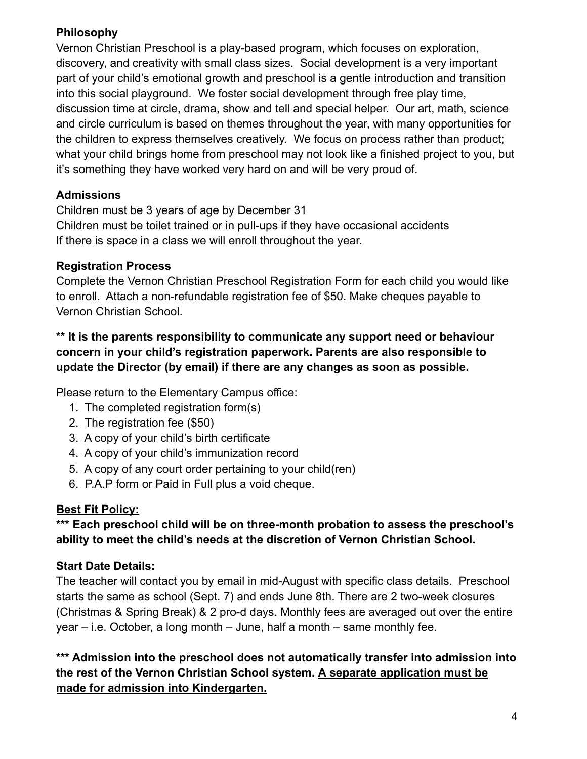### Philosophy

Vernon Christian Preschool is a play-based program, which focuses on exploration, discovery, and creativity with small class sizes. Social development is a very important part of your child's emotional growth and preschool is a gentle introduction and transition into this social playground. We foster social development through free play time, discussion time at circle, drama, show and tell and special helper. Our art, math, science and circle curriculum is based on themes throughout the year, with many opportunities for the children to express themselves creatively. We focus on process rather than product; what your child brings home from preschool may not look like a finished project to you, but it's something they have worked very hard on and will be very proud of.

### Admissions

Children must be 3 years of age by December 31
Children must be toilet trained or in pull-ups if they have occasional accidents
If there is space in a class we will enroll throughout the year.

### Registration Process

Complete the Vernon Christian Preschool Registration Form for each child you would like to enroll. Attach a non-refundable registration fee of $50. Make cheques payable to Vernon Christian School.

**** It is the parents responsibility to communicate any support need or behaviour concern in your child's registration paperwork. Parents are also responsible to update the Director (by email) if there are any changes as soon as possible.**

Please return to the Elementary Campus office:

1. The completed registration form(s)
2. The registration fee ($50)
3. A copy of your child's birth certificate
4. A copy of your child's immunization record
5. A copy of any court order pertaining to your child(ren)
6. P.A.P form or Paid in Full plus a void cheque.

<u>**Best Fit Policy:**</u>

***** Each preschool child will be on three-month probation to assess the preschool's ability to meet the child's needs at the discretion of Vernon Christian School.**

### Start Date Details:

The teacher will contact you by email in mid-August with specific class details. Preschool starts the same as school (Sept. 7) and ends June 8th. There are 2 two-week closures (Christmas & Spring Break) & 2 pro-d days. Monthly fees are averaged out over the entire year – i.e. October, a long month – June, half a month – same monthly fee.

***** Admission into the preschool does not automatically transfer into admission into the rest of the Vernon Christian School system. <u>A separate application must be made for admission into Kindergarten.</u>**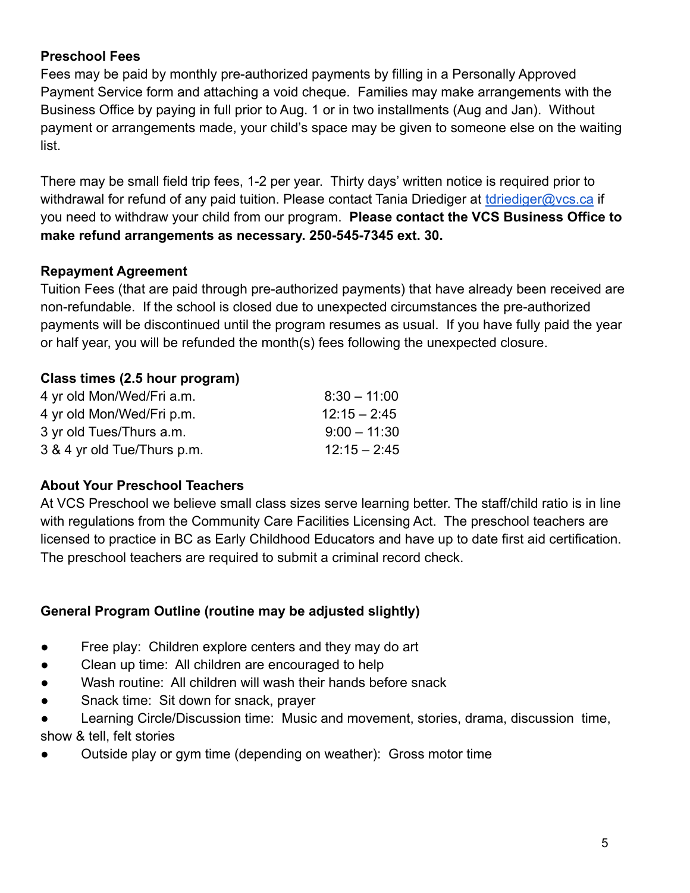**Preschool Fees**

Fees may be paid by monthly pre-authorized payments by filling in a Personally Approved Payment Service form and attaching a void cheque. Families may make arrangements with the Business Office by paying in full prior to Aug. 1 or in two installments (Aug and Jan). Without payment or arrangements made, your child's space may be given to someone else on the waiting list.

There may be small field trip fees, 1-2 per year. Thirty days' written notice is required prior to withdrawal for refund of any paid tuition. Please contact Tania Driediger at tdriediger@vcs.ca if you need to withdraw your child from our program. **Please contact the VCS Business Office to make refund arrangements as necessary. 250-545-7345 ext. 30.**

**Repayment Agreement**

Tuition Fees (that are paid through pre-authorized payments) that have already been received are non-refundable. If the school is closed due to unexpected circumstances the pre-authorized payments will be discontinued until the program resumes as usual. If you have fully paid the year or half year, you will be refunded the month(s) fees following the unexpected closure.

**Class times (2.5 hour program)**

| | |
|---|---|
| 4 yr old Mon/Wed/Fri a.m. | 8:30 – 11:00 |
| 4 yr old Mon/Wed/Fri p.m. | 12:15 – 2:45 |
| 3 yr old Tues/Thurs a.m. | 9:00 – 11:30 |
| 3 & 4 yr old Tue/Thurs p.m. | 12:15 – 2:45 |

**About Your Preschool Teachers**

At VCS Preschool we believe small class sizes serve learning better. The staff/child ratio is in line with regulations from the Community Care Facilities Licensing Act. The preschool teachers are licensed to practice in BC as Early Childhood Educators and have up to date first aid certification. The preschool teachers are required to submit a criminal record check.

**General Program Outline (routine may be adjusted slightly)**

- Free play: Children explore centers and they may do art
- Clean up time: All children are encouraged to help
- Wash routine: All children will wash their hands before snack
- Snack time: Sit down for snack, prayer
- Learning Circle/Discussion time: Music and movement, stories, drama, discussion time, show & tell, felt stories
- Outside play or gym time (depending on weather): Gross motor time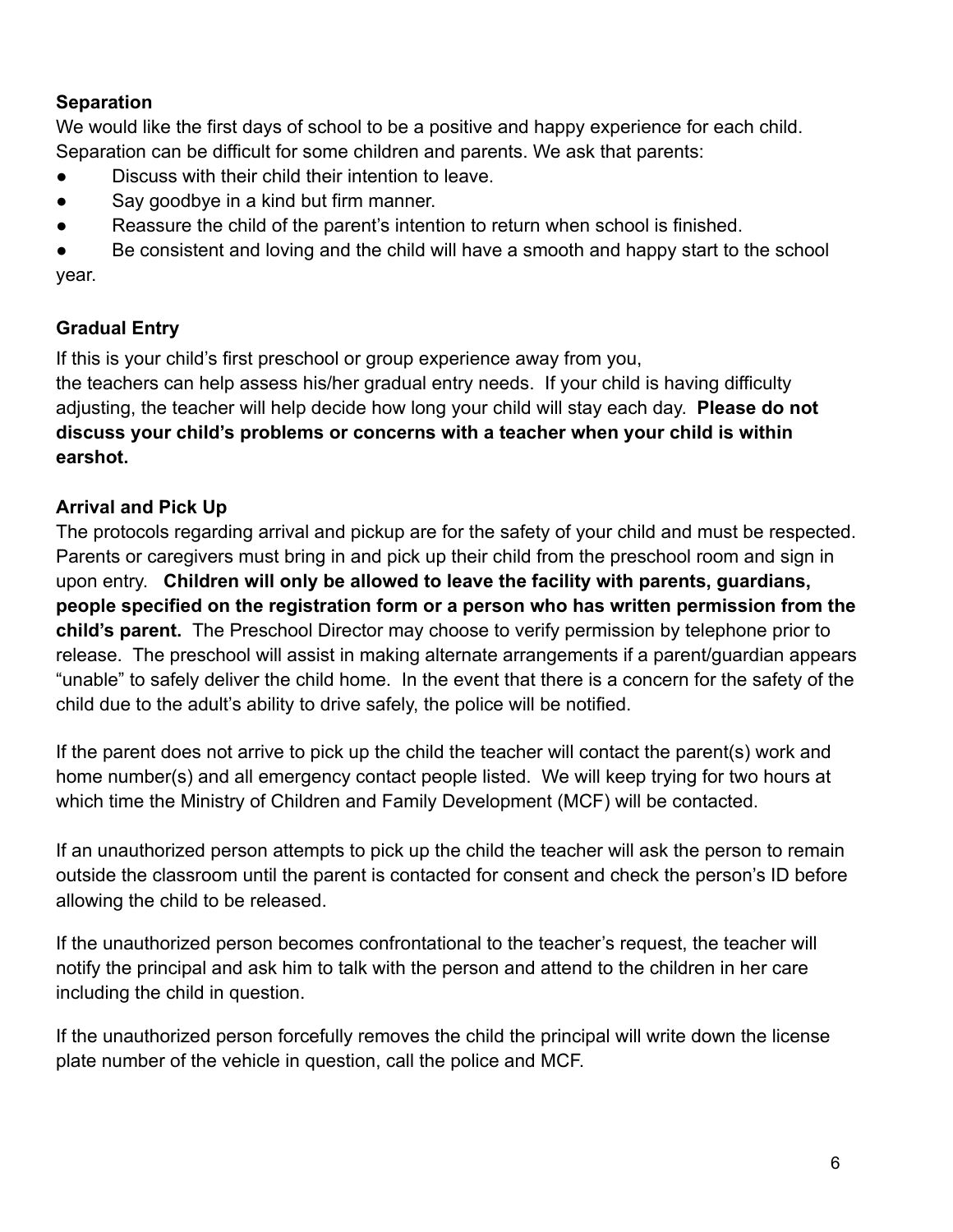**Separation**

We would like the first days of school to be a positive and happy experience for each child. Separation can be difficult for some children and parents. We ask that parents:

- Discuss with their child their intention to leave.
- Say goodbye in a kind but firm manner.
- Reassure the child of the parent's intention to return when school is finished.
- Be consistent and loving and the child will have a smooth and happy start to the school year.

**Gradual Entry**

If this is your child's first preschool or group experience away from you, the teachers can help assess his/her gradual entry needs. If your child is having difficulty adjusting, the teacher will help decide how long your child will stay each day. **Please do not discuss your child's problems or concerns with a teacher when your child is within earshot.**

**Arrival and Pick Up**

The protocols regarding arrival and pickup are for the safety of your child and must be respected. Parents or caregivers must bring in and pick up their child from the preschool room and sign in upon entry. **Children will only be allowed to leave the facility with parents, guardians, people specified on the registration form or a person who has written permission from the child's parent.** The Preschool Director may choose to verify permission by telephone prior to release. The preschool will assist in making alternate arrangements if a parent/guardian appears "unable" to safely deliver the child home. In the event that there is a concern for the safety of the child due to the adult's ability to drive safely, the police will be notified.

If the parent does not arrive to pick up the child the teacher will contact the parent(s) work and home number(s) and all emergency contact people listed. We will keep trying for two hours at which time the Ministry of Children and Family Development (MCF) will be contacted.

If an unauthorized person attempts to pick up the child the teacher will ask the person to remain outside the classroom until the parent is contacted for consent and check the person's ID before allowing the child to be released.

If the unauthorized person becomes confrontational to the teacher's request, the teacher will notify the principal and ask him to talk with the person and attend to the children in her care including the child in question.

If the unauthorized person forcefully removes the child the principal will write down the license plate number of the vehicle in question, call the police and MCF.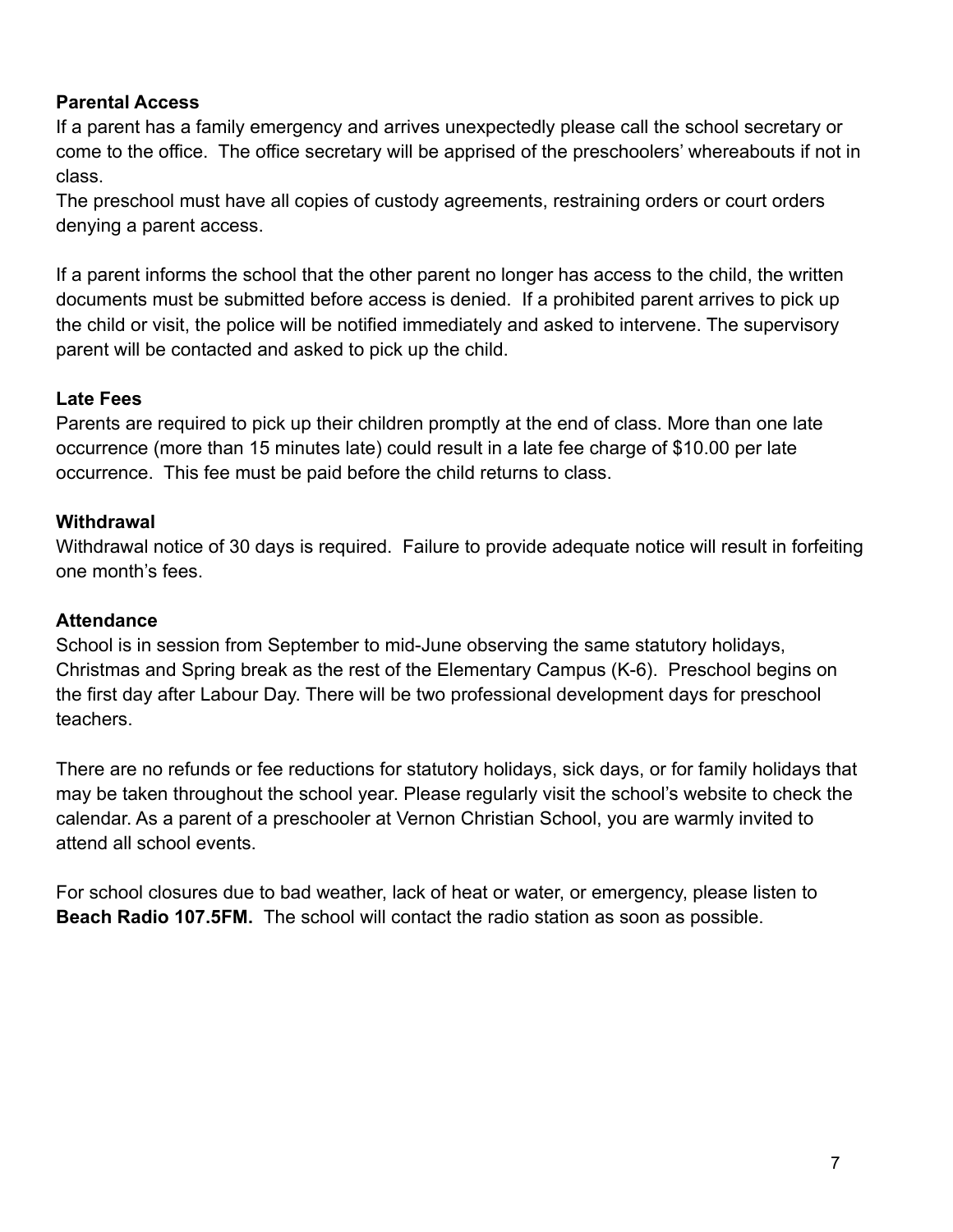**Parental Access**

If a parent has a family emergency and arrives unexpectedly please call the school secretary or come to the office. The office secretary will be apprised of the preschoolers' whereabouts if not in class.
The preschool must have all copies of custody agreements, restraining orders or court orders denying a parent access.

If a parent informs the school that the other parent no longer has access to the child, the written documents must be submitted before access is denied. If a prohibited parent arrives to pick up the child or visit, the police will be notified immediately and asked to intervene. The supervisory parent will be contacted and asked to pick up the child.

**Late Fees**

Parents are required to pick up their children promptly at the end of class. More than one late occurrence (more than 15 minutes late) could result in a late fee charge of $10.00 per late occurrence. This fee must be paid before the child returns to class.

**Withdrawal**

Withdrawal notice of 30 days is required. Failure to provide adequate notice will result in forfeiting one month's fees.

**Attendance**

School is in session from September to mid-June observing the same statutory holidays, Christmas and Spring break as the rest of the Elementary Campus (K-6). Preschool begins on the first day after Labour Day. There will be two professional development days for preschool teachers.

There are no refunds or fee reductions for statutory holidays, sick days, or for family holidays that may be taken throughout the school year. Please regularly visit the school's website to check the calendar. As a parent of a preschooler at Vernon Christian School, you are warmly invited to attend all school events.

For school closures due to bad weather, lack of heat or water, or emergency, please listen to **Beach Radio 107.5FM.** The school will contact the radio station as soon as possible.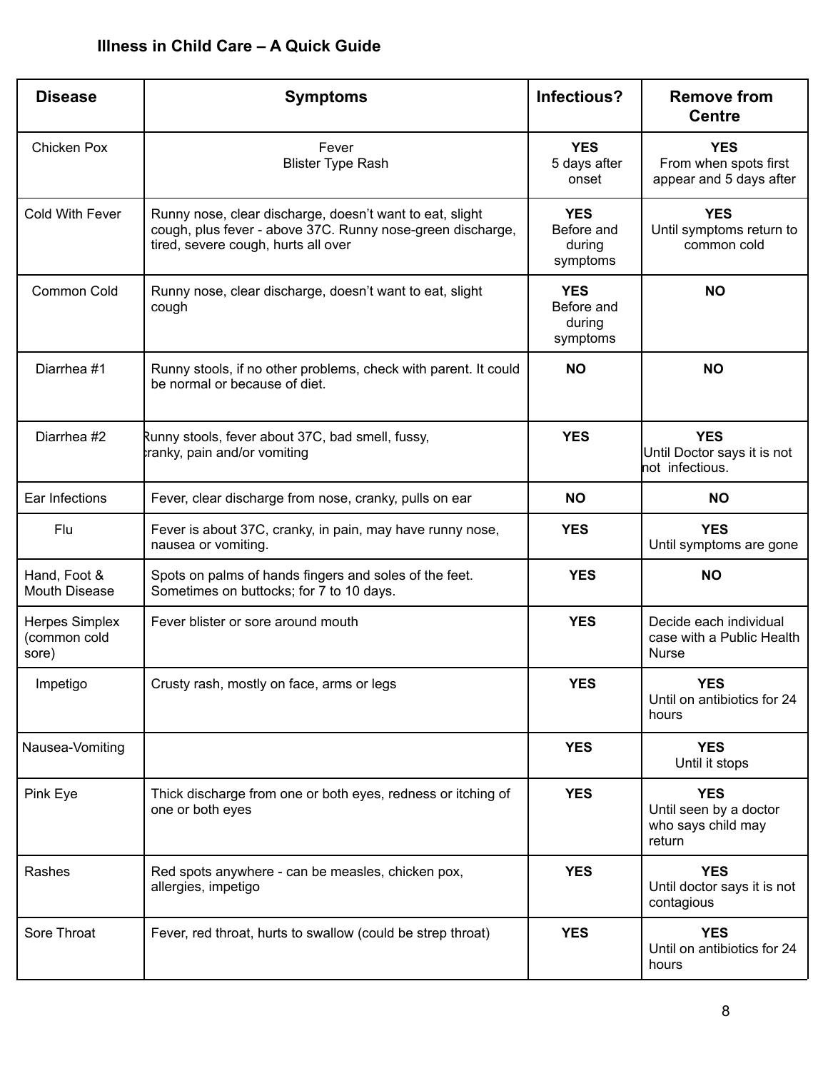# Illness in Child Care – A Quick Guide

| Disease | Symptoms | Infectious? | Remove from Centre |
|---|---|---|---|
| Chicken Pox | Fever<br>Blister Type Rash | **YES**<br>5 days after onset | **YES**<br>From when spots first appear and 5 days after |
| Cold With Fever | Runny nose, clear discharge, doesn't want to eat, slight cough, plus fever - above 37C. Runny nose-green discharge, tired, severe cough, hurts all over | **YES**<br>Before and during symptoms | **YES**<br>Until symptoms return to common cold |
| Common Cold | Runny nose, clear discharge, doesn't want to eat, slight cough | **YES**<br>Before and during symptoms | **NO** |
| Diarrhea #1 | Runny stools, if no other problems, check with parent. It could be normal or because of diet. | **NO** | **NO** |
| Diarrhea #2 | Runny stools, fever about 37C, bad smell, fussy, cranky, pain and/or vomiting | **YES** | **YES**<br>Until Doctor says it is not not infectious. |
| Ear Infections | Fever, clear discharge from nose, cranky, pulls on ear | **NO** | **NO** |
| Flu | Fever is about 37C, cranky, in pain, may have runny nose, nausea or vomiting. | **YES** | **YES**<br>Until symptoms are gone |
| Hand, Foot & Mouth Disease | Spots on palms of hands fingers and soles of the feet. Sometimes on buttocks; for 7 to 10 days. | **YES** | **NO** |
| Herpes Simplex (common cold sore) | Fever blister or sore around mouth | **YES** | Decide each individual case with a Public Health Nurse |
| Impetigo | Crusty rash, mostly on face, arms or legs | **YES** | **YES**<br>Until on antibiotics for 24 hours |
| Nausea-Vomiting | | **YES** | **YES**<br>Until it stops |
| Pink Eye | Thick discharge from one or both eyes, redness or itching of one or both eyes | **YES** | **YES**<br>Until seen by a doctor who says child may return |
| Rashes | Red spots anywhere - can be measles, chicken pox, allergies, impetigo | **YES** | **YES**<br>Until doctor says it is not contagious |
| Sore Throat | Fever, red throat, hurts to swallow (could be strep throat) | **YES** | **YES**<br>Until on antibiotics for 24 hours |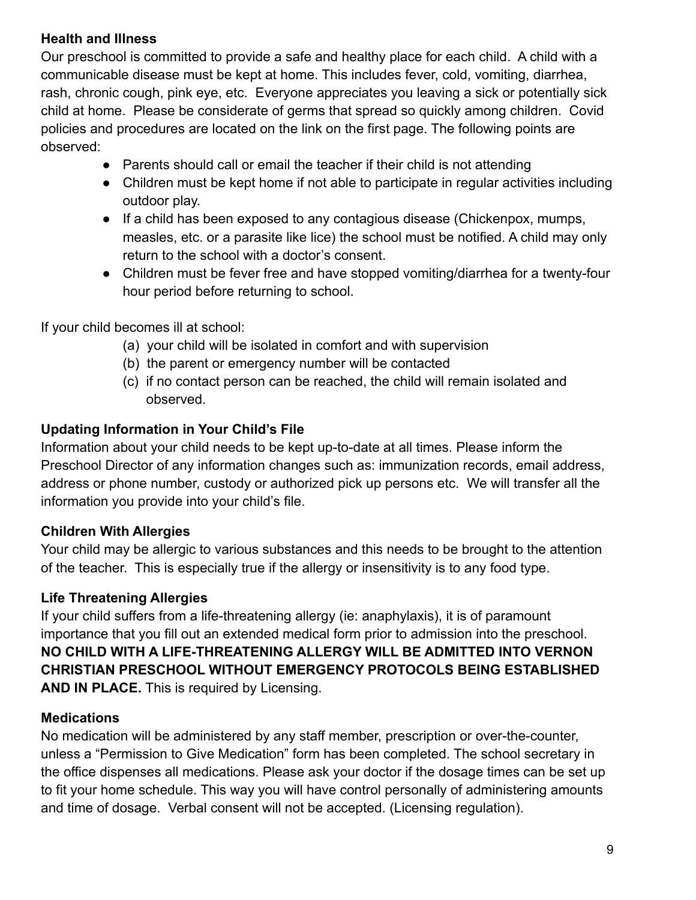### Health and Illness

Our preschool is committed to provide a safe and healthy place for each child. A child with a communicable disease must be kept at home. This includes fever, cold, vomiting, diarrhea, rash, chronic cough, pink eye, etc. Everyone appreciates you leaving a sick or potentially sick child at home. Please be considerate of germs that spread so quickly among children. Covid policies and procedures are located on the link on the first page. The following points are observed:

- Parents should call or email the teacher if their child is not attending
- Children must be kept home if not able to participate in regular activities including outdoor play.
- If a child has been exposed to any contagious disease (Chickenpox, mumps, measles, etc. or a parasite like lice) the school must be notified. A child may only return to the school with a doctor's consent.
- Children must be fever free and have stopped vomiting/diarrhea for a twenty-four hour period before returning to school.

If your child becomes ill at school:

(a) your child will be isolated in comfort and with supervision
(b) the parent or emergency number will be contacted
(c) if no contact person can be reached, the child will remain isolated and observed.

### Updating Information in Your Child's File

Information about your child needs to be kept up-to-date at all times. Please inform the Preschool Director of any information changes such as: immunization records, email address, address or phone number, custody or authorized pick up persons etc. We will transfer all the information you provide into your child's file.

### Children With Allergies

Your child may be allergic to various substances and this needs to be brought to the attention of the teacher. This is especially true if the allergy or insensitivity is to any food type.

### Life Threatening Allergies

If your child suffers from a life-threatening allergy (ie: anaphylaxis), it is of paramount importance that you fill out an extended medical form prior to admission into the preschool. **NO CHILD WITH A LIFE-THREATENING ALLERGY WILL BE ADMITTED INTO VERNON CHRISTIAN PRESCHOOL WITHOUT EMERGENCY PROTOCOLS BEING ESTABLISHED AND IN PLACE.** This is required by Licensing.

### Medications

No medication will be administered by any staff member, prescription or over-the-counter, unless a "Permission to Give Medication" form has been completed. The school secretary in the office dispenses all medications. Please ask your doctor if the dosage times can be set up to fit your home schedule. This way you will have control personally of administering amounts and time of dosage. Verbal consent will not be accepted. (Licensing regulation).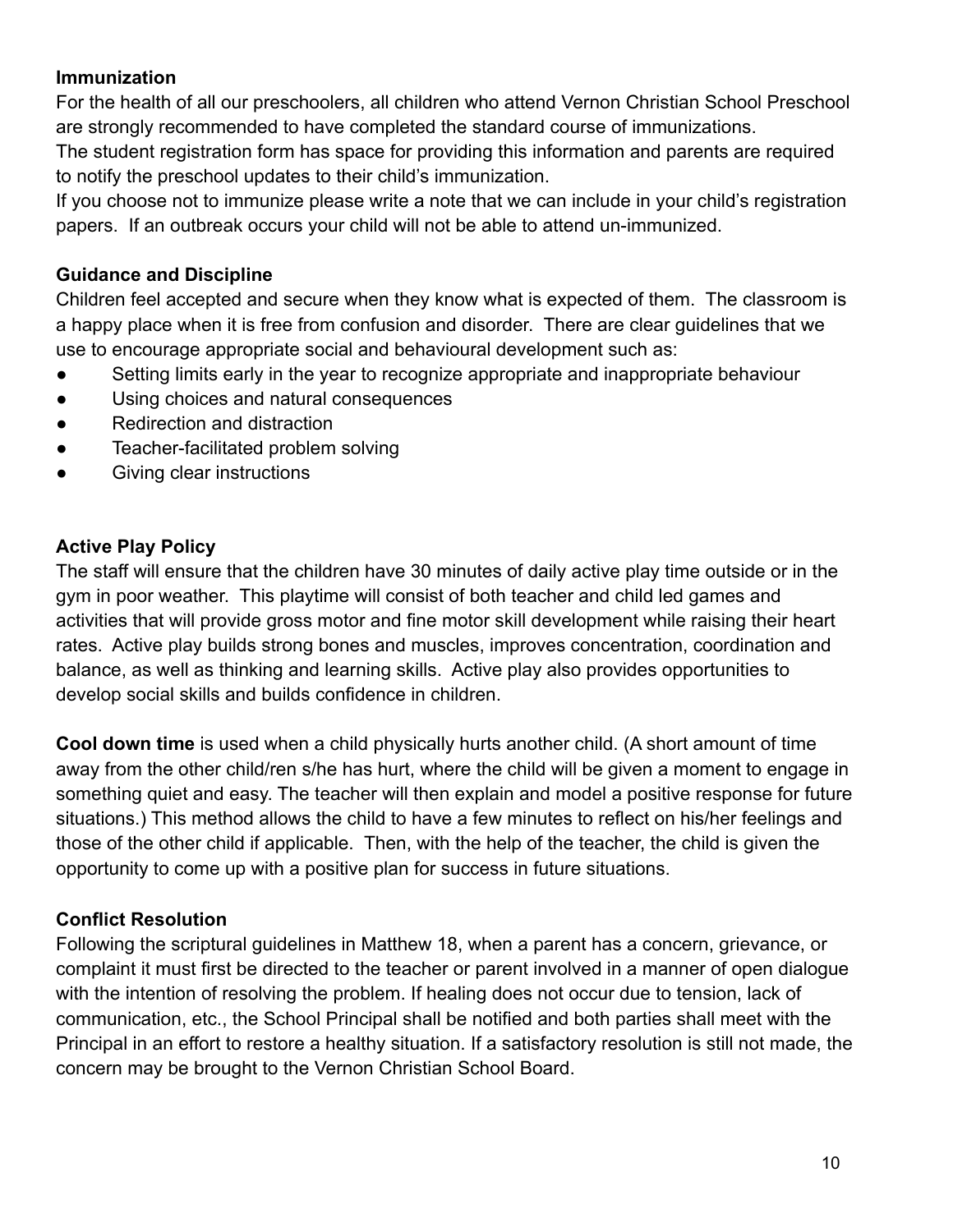**Immunization**

For the health of all our preschoolers, all children who attend Vernon Christian School Preschool are strongly recommended to have completed the standard course of immunizations.
The student registration form has space for providing this information and parents are required to notify the preschool updates to their child's immunization.
If you choose not to immunize please write a note that we can include in your child's registration papers. If an outbreak occurs your child will not be able to attend un-immunized.

**Guidance and Discipline**

Children feel accepted and secure when they know what is expected of them. The classroom is a happy place when it is free from confusion and disorder. There are clear guidelines that we use to encourage appropriate social and behavioural development such as:

- Setting limits early in the year to recognize appropriate and inappropriate behaviour
- Using choices and natural consequences
- Redirection and distraction
- Teacher-facilitated problem solving
- Giving clear instructions

**Active Play Policy**

The staff will ensure that the children have 30 minutes of daily active play time outside or in the gym in poor weather. This playtime will consist of both teacher and child led games and activities that will provide gross motor and fine motor skill development while raising their heart rates. Active play builds strong bones and muscles, improves concentration, coordination and balance, as well as thinking and learning skills. Active play also provides opportunities to develop social skills and builds confidence in children.

**Cool down time** is used when a child physically hurts another child. (A short amount of time away from the other child/ren s/he has hurt, where the child will be given a moment to engage in something quiet and easy. The teacher will then explain and model a positive response for future situations.) This method allows the child to have a few minutes to reflect on his/her feelings and those of the other child if applicable. Then, with the help of the teacher, the child is given the opportunity to come up with a positive plan for success in future situations.

**Conflict Resolution**

Following the scriptural guidelines in Matthew 18, when a parent has a concern, grievance, or complaint it must first be directed to the teacher or parent involved in a manner of open dialogue with the intention of resolving the problem. If healing does not occur due to tension, lack of communication, etc., the School Principal shall be notified and both parties shall meet with the Principal in an effort to restore a healthy situation. If a satisfactory resolution is still not made, the concern may be brought to the Vernon Christian School Board.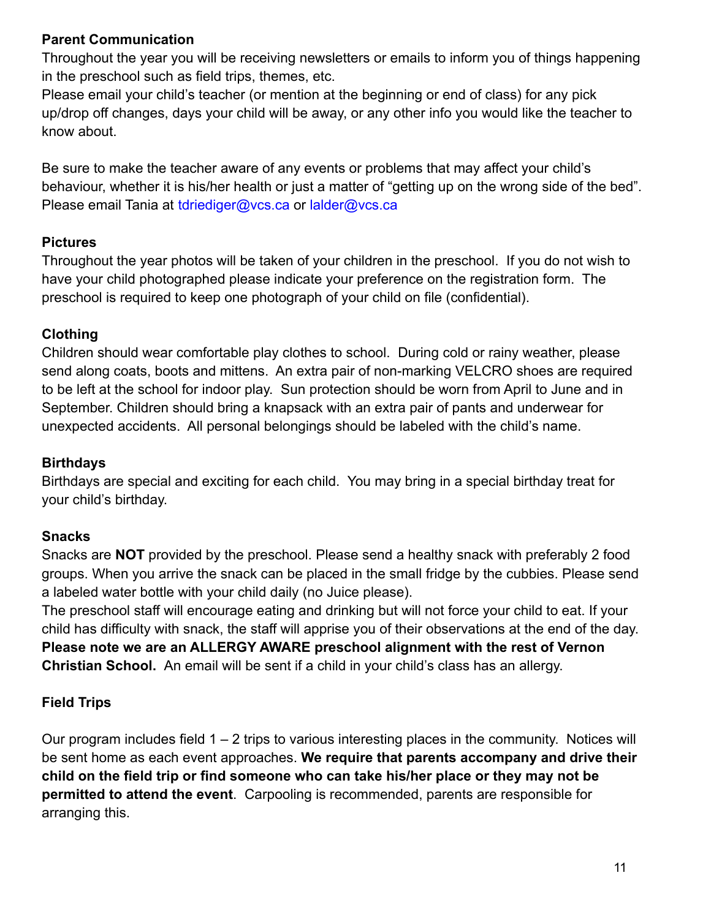**Parent Communication**

Throughout the year you will be receiving newsletters or emails to inform you of things happening in the preschool such as field trips, themes, etc.
Please email your child's teacher (or mention at the beginning or end of class) for any pick up/drop off changes, days your child will be away, or any other info you would like the teacher to know about.

Be sure to make the teacher aware of any events or problems that may affect your child's behaviour, whether it is his/her health or just a matter of "getting up on the wrong side of the bed". Please email Tania at tdriediger@vcs.ca or lalder@vcs.ca

**Pictures**

Throughout the year photos will be taken of your children in the preschool. If you do not wish to have your child photographed please indicate your preference on the registration form. The preschool is required to keep one photograph of your child on file (confidential).

**Clothing**

Children should wear comfortable play clothes to school. During cold or rainy weather, please send along coats, boots and mittens. An extra pair of non-marking VELCRO shoes are required to be left at the school for indoor play. Sun protection should be worn from April to June and in September. Children should bring a knapsack with an extra pair of pants and underwear for unexpected accidents. All personal belongings should be labeled with the child's name.

**Birthdays**

Birthdays are special and exciting for each child. You may bring in a special birthday treat for your child's birthday.

**Snacks**

Snacks are **NOT** provided by the preschool. Please send a healthy snack with preferably 2 food groups. When you arrive the snack can be placed in the small fridge by the cubbies. Please send a labeled water bottle with your child daily (no Juice please).
The preschool staff will encourage eating and drinking but will not force your child to eat. If your child has difficulty with snack, the staff will apprise you of their observations at the end of the day. **Please note we are an ALLERGY AWARE preschool alignment with the rest of Vernon Christian School.** An email will be sent if a child in your child's class has an allergy.

**Field Trips**

Our program includes field 1 – 2 trips to various interesting places in the community. Notices will be sent home as each event approaches. **We require that parents accompany and drive their child on the field trip or find someone who can take his/her place or they may not be permitted to attend the event**. Carpooling is recommended, parents are responsible for arranging this.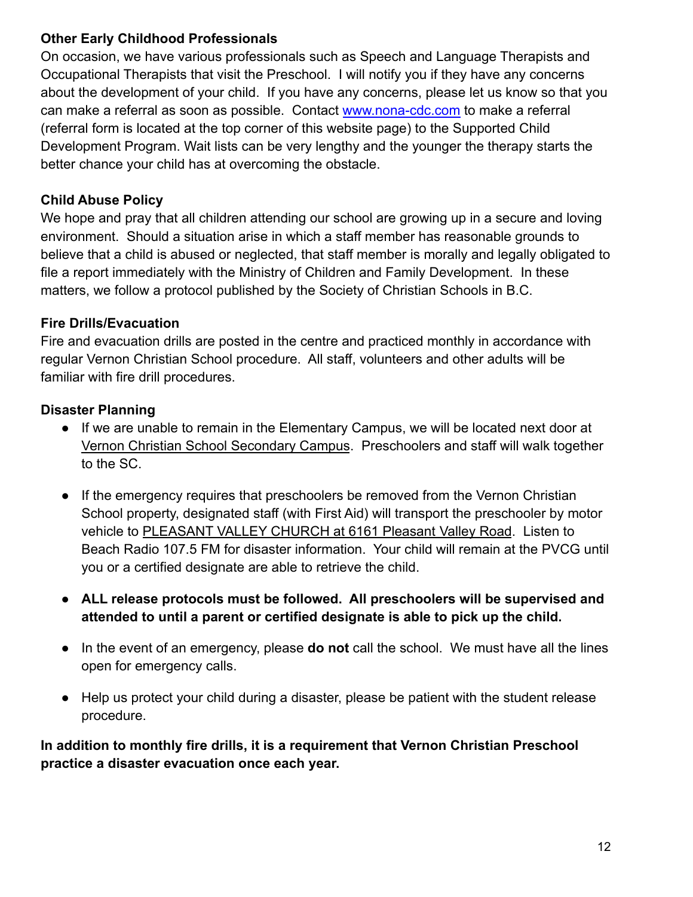**Other Early Childhood Professionals**

On occasion, we have various professionals such as Speech and Language Therapists and Occupational Therapists that visit the Preschool. I will notify you if they have any concerns about the development of your child. If you have any concerns, please let us know so that you can make a referral as soon as possible. Contact www.nona-cdc.com to make a referral (referral form is located at the top corner of this website page) to the Supported Child Development Program. Wait lists can be very lengthy and the younger the therapy starts the better chance your child has at overcoming the obstacle.

**Child Abuse Policy**

We hope and pray that all children attending our school are growing up in a secure and loving environment. Should a situation arise in which a staff member has reasonable grounds to believe that a child is abused or neglected, that staff member is morally and legally obligated to file a report immediately with the Ministry of Children and Family Development. In these matters, we follow a protocol published by the Society of Christian Schools in B.C.

**Fire Drills/Evacuation**

Fire and evacuation drills are posted in the centre and practiced monthly in accordance with regular Vernon Christian School procedure. All staff, volunteers and other adults will be familiar with fire drill procedures.

**Disaster Planning**

- If we are unable to remain in the Elementary Campus, we will be located next door at Vernon Christian School Secondary Campus. Preschoolers and staff will walk together to the SC.
- If the emergency requires that preschoolers be removed from the Vernon Christian School property, designated staff (with First Aid) will transport the preschooler by motor vehicle to PLEASANT VALLEY CHURCH at 6161 Pleasant Valley Road. Listen to Beach Radio 107.5 FM for disaster information. Your child will remain at the PVCG until you or a certified designate are able to retrieve the child.
- **ALL release protocols must be followed. All preschoolers will be supervised and attended to until a parent or certified designate is able to pick up the child.**
- In the event of an emergency, please **do not** call the school. We must have all the lines open for emergency calls.
- Help us protect your child during a disaster, please be patient with the student release procedure.

**In addition to monthly fire drills, it is a requirement that Vernon Christian Preschool practice a disaster evacuation once each year.**